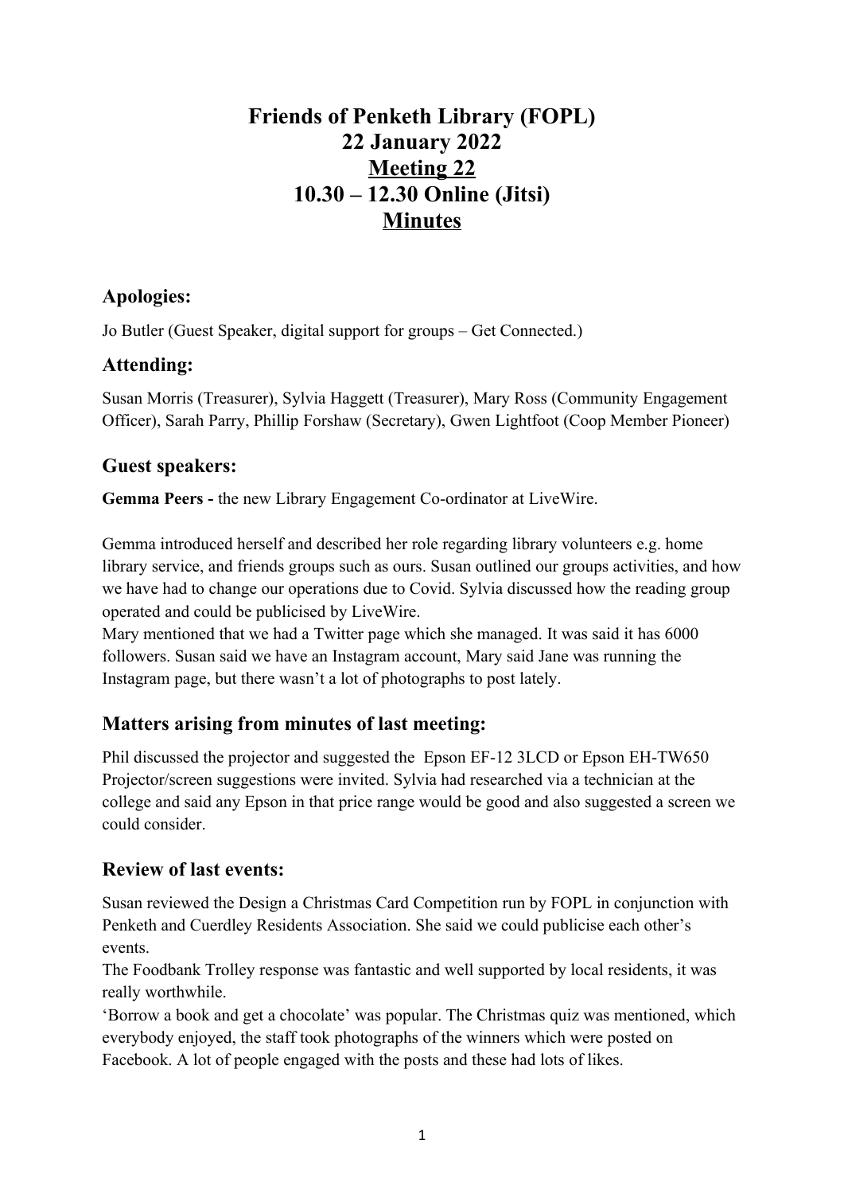# Friends of Penketh Library (FOPL)
# 22 January 2022
# Meeting 22
# 10.30 – 12.30 Online (Jitsi)
# Minutes

## Apologies:

Jo Butler (Guest Speaker, digital support for groups – Get Connected.)

## Attending:

Susan Morris (Treasurer), Sylvia Haggett (Treasurer), Mary Ross (Community Engagement Officer), Sarah Parry, Phillip Forshaw (Secretary), Gwen Lightfoot (Coop Member Pioneer)

## Guest speakers:

**Gemma Peers -** the new Library Engagement Co-ordinator at LiveWire.

Gemma introduced herself and described her role regarding library volunteers e.g. home library service, and friends groups such as ours. Susan outlined our groups activities, and how we have had to change our operations due to Covid. Sylvia discussed how the reading group operated and could be publicised by LiveWire.
Mary mentioned that we had a Twitter page which she managed. It was said it has 6000 followers. Susan said we have an Instagram account, Mary said Jane was running the Instagram page, but there wasn't a lot of photographs to post lately.

## Matters arising from minutes of last meeting:

Phil discussed the projector and suggested the Epson EF-12 3LCD or Epson EH-TW650 Projector/screen suggestions were invited. Sylvia had researched via a technician at the college and said any Epson in that price range would be good and also suggested a screen we could consider.

## Review of last events:

Susan reviewed the Design a Christmas Card Competition run by FOPL in conjunction with Penketh and Cuerdley Residents Association. She said we could publicise each other's events.
The Foodbank Trolley response was fantastic and well supported by local residents, it was really worthwhile.
'Borrow a book and get a chocolate' was popular. The Christmas quiz was mentioned, which everybody enjoyed, the staff took photographs of the winners which were posted on Facebook. A lot of people engaged with the posts and these had lots of likes.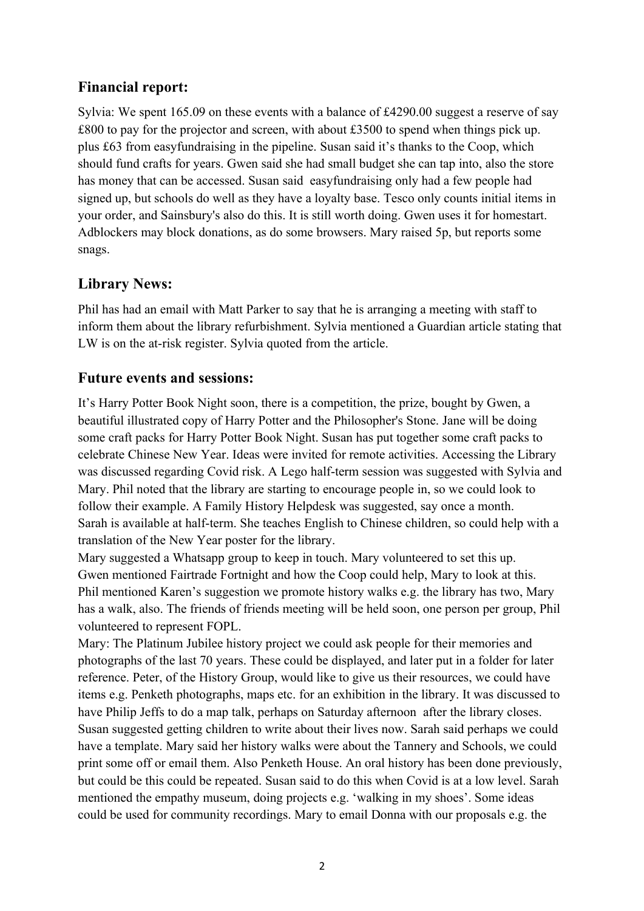## Financial report:

Sylvia: We spent 165.09 on these events with a balance of £4290.00 suggest a reserve of say £800 to pay for the projector and screen, with about £3500 to spend when things pick up. plus £63 from easyfundraising in the pipeline. Susan said it's thanks to the Coop, which should fund crafts for years. Gwen said she had small budget she can tap into, also the store has money that can be accessed. Susan said easyfundraising only had a few people had signed up, but schools do well as they have a loyalty base. Tesco only counts initial items in your order, and Sainsbury's also do this. It is still worth doing. Gwen uses it for homestart. Adblockers may block donations, as do some browsers. Mary raised 5p, but reports some snags.

## Library News:

Phil has had an email with Matt Parker to say that he is arranging a meeting with staff to inform them about the library refurbishment. Sylvia mentioned a Guardian article stating that LW is on the at-risk register. Sylvia quoted from the article.

## Future events and sessions:

It's Harry Potter Book Night soon, there is a competition, the prize, bought by Gwen, a beautiful illustrated copy of Harry Potter and the Philosopher's Stone. Jane will be doing some craft packs for Harry Potter Book Night. Susan has put together some craft packs to celebrate Chinese New Year. Ideas were invited for remote activities. Accessing the Library was discussed regarding Covid risk. A Lego half-term session was suggested with Sylvia and Mary. Phil noted that the library are starting to encourage people in, so we could look to follow their example. A Family History Helpdesk was suggested, say once a month. Sarah is available at half-term. She teaches English to Chinese children, so could help with a translation of the New Year poster for the library.

Mary suggested a Whatsapp group to keep in touch. Mary volunteered to set this up. Gwen mentioned Fairtrade Fortnight and how the Coop could help, Mary to look at this. Phil mentioned Karen's suggestion we promote history walks e.g. the library has two, Mary has a walk, also. The friends of friends meeting will be held soon, one person per group, Phil volunteered to represent FOPL.

Mary: The Platinum Jubilee history project we could ask people for their memories and photographs of the last 70 years. These could be displayed, and later put in a folder for later reference. Peter, of the History Group, would like to give us their resources, we could have items e.g. Penketh photographs, maps etc. for an exhibition in the library. It was discussed to have Philip Jeffs to do a map talk, perhaps on Saturday afternoon after the library closes. Susan suggested getting children to write about their lives now. Sarah said perhaps we could have a template. Mary said her history walks were about the Tannery and Schools, we could print some off or email them. Also Penketh House. An oral history has been done previously, but could be this could be repeated. Susan said to do this when Covid is at a low level. Sarah mentioned the empathy museum, doing projects e.g. 'walking in my shoes'. Some ideas could be used for community recordings. Mary to email Donna with our proposals e.g. the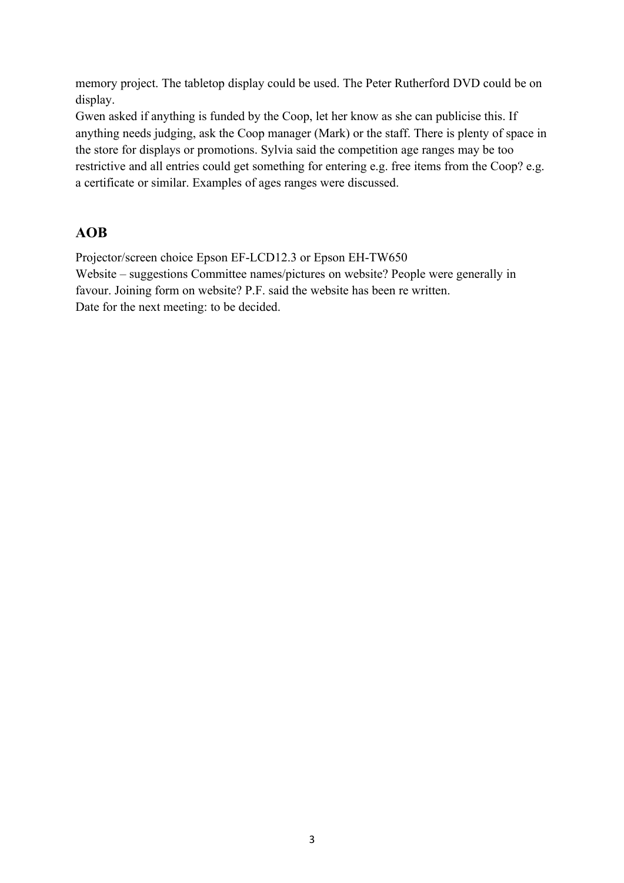memory project. The tabletop display could be used. The Peter Rutherford DVD could be on display.

Gwen asked if anything is funded by the Coop, let her know as she can publicise this. If anything needs judging, ask the Coop manager (Mark) or the staff. There is plenty of space in the store for displays or promotions. Sylvia said the competition age ranges may be too restrictive and all entries could get something for entering e.g. free items from the Coop? e.g. a certificate or similar. Examples of ages ranges were discussed.

## AOB

Projector/screen choice Epson EF-LCD12.3 or Epson EH-TW650

Website – suggestions Committee names/pictures on website? People were generally in favour. Joining form on website? P.F. said the website has been re written.

Date for the next meeting: to be decided.